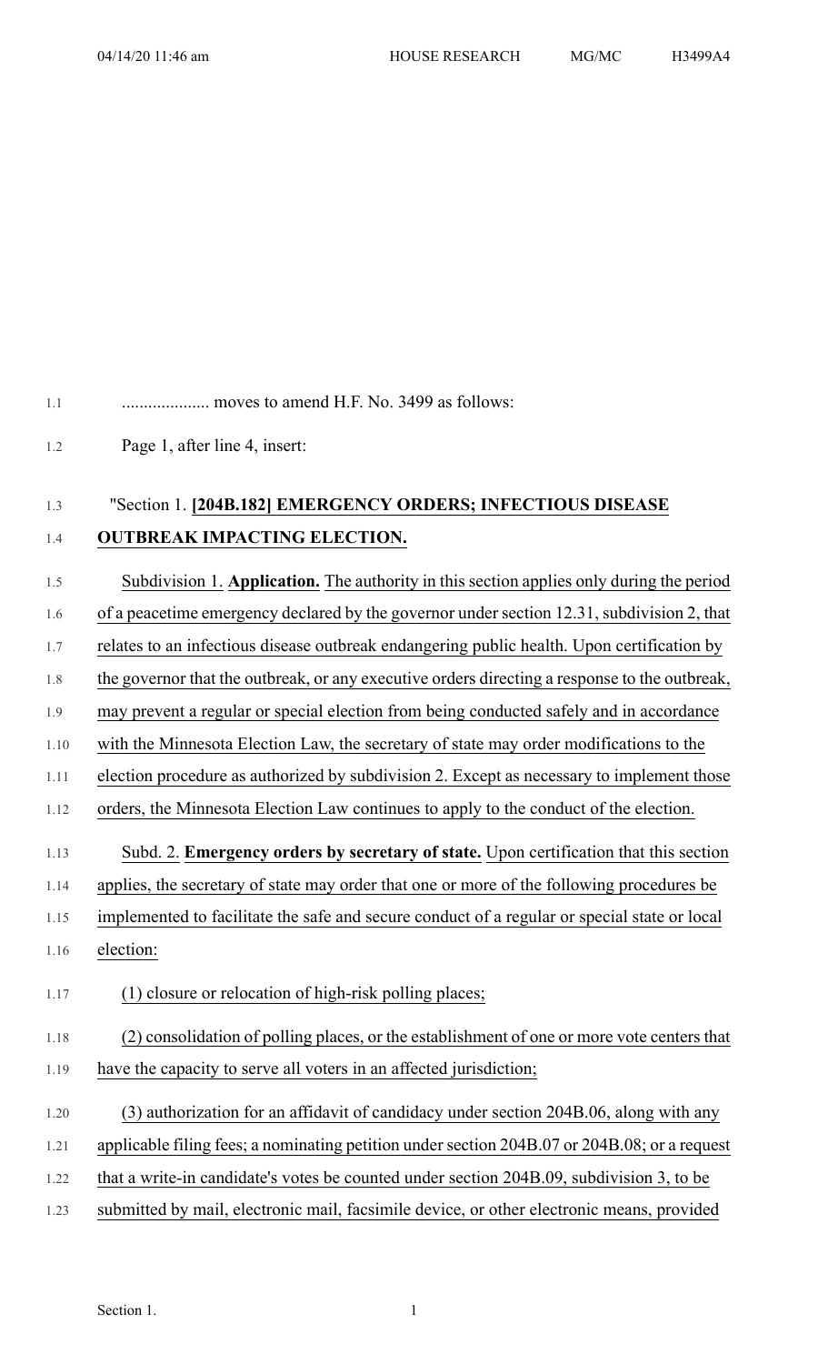.................... moves to amend H.F. No. 3499 as follows:

Page 1, after line 4, insert:

"Section 1. **[204B.182] EMERGENCY ORDERS; INFECTIOUS DISEASE OUTBREAK IMPACTING ELECTION.**

Subdivision 1. **Application.** The authority in this section applies only during the period of a peacetime emergency declared by the governor under section 12.31, subdivision 2, that relates to an infectious disease outbreak endangering public health. Upon certification by the governor that the outbreak, or any executive orders directing a response to the outbreak, may prevent a regular or special election from being conducted safely and in accordance with the Minnesota Election Law, the secretary of state may order modifications to the election procedure as authorized by subdivision 2. Except as necessary to implement those orders, the Minnesota Election Law continues to apply to the conduct of the election.

Subd. 2. **Emergency orders by secretary of state.** Upon certification that this section applies, the secretary of state may order that one or more of the following procedures be implemented to facilitate the safe and secure conduct of a regular or special state or local election:

(1) closure or relocation of high-risk polling places;

(2) consolidation of polling places, or the establishment of one or more vote centers that have the capacity to serve all voters in an affected jurisdiction;

(3) authorization for an affidavit of candidacy under section 204B.06, along with any applicable filing fees; a nominating petition under section 204B.07 or 204B.08; or a request that a write-in candidate's votes be counted under section 204B.09, subdivision 3, to be submitted by mail, electronic mail, facsimile device, or other electronic means, provided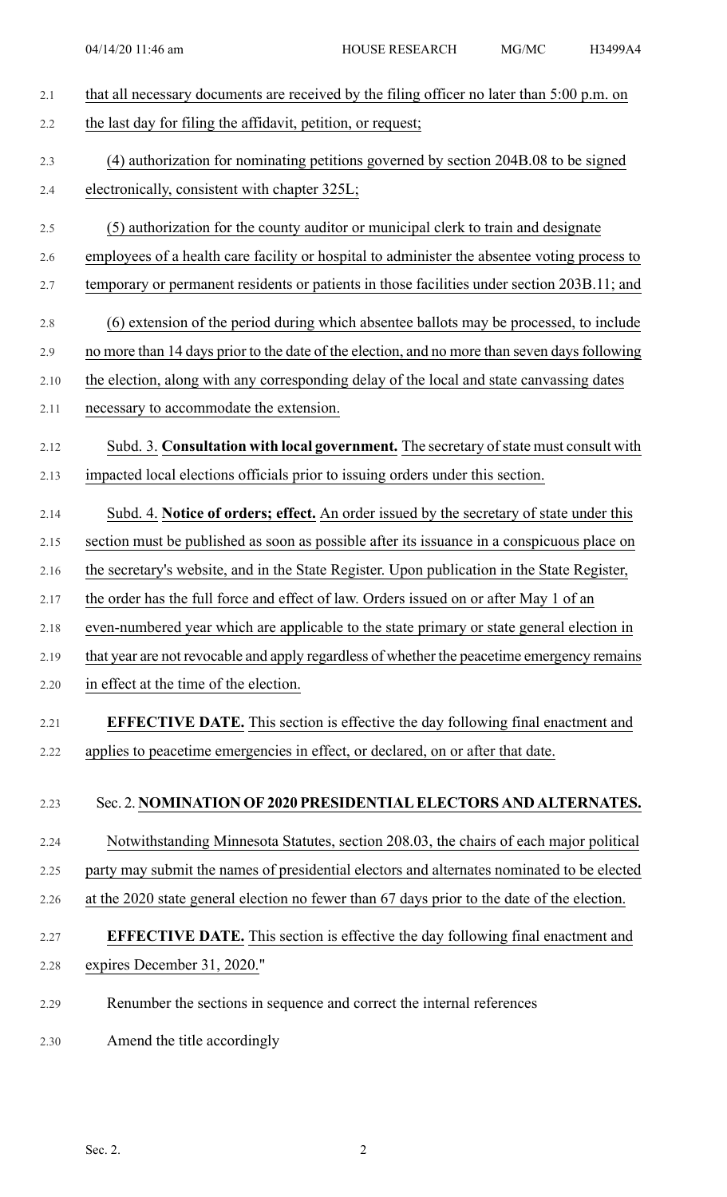that all necessary documents are received by the filing officer no later than 5:00 p.m. on the last day for filing the affidavit, petition, or request;

(4) authorization for nominating petitions governed by section 204B.08 to be signed electronically, consistent with chapter 325L;

(5) authorization for the county auditor or municipal clerk to train and designate employees of a health care facility or hospital to administer the absentee voting process to temporary or permanent residents or patients in those facilities under section 203B.11; and

(6) extension of the period during which absentee ballots may be processed, to include no more than 14 days prior to the date of the election, and no more than seven days following the election, along with any corresponding delay of the local and state canvassing dates necessary to accommodate the extension.

Subd. 3. **Consultation with local government.** The secretary of state must consult with impacted local elections officials prior to issuing orders under this section.

Subd. 4. **Notice of orders; effect.** An order issued by the secretary of state under this section must be published as soon as possible after its issuance in a conspicuous place on the secretary's website, and in the State Register. Upon publication in the State Register, the order has the full force and effect of law. Orders issued on or after May 1 of an even-numbered year which are applicable to the state primary or state general election in that year are not revocable and apply regardless of whether the peacetime emergency remains in effect at the time of the election.

**EFFECTIVE DATE.** This section is effective the day following final enactment and applies to peacetime emergencies in effect, or declared, on or after that date.

Sec. 2. **NOMINATION OF 2020 PRESIDENTIAL ELECTORS AND ALTERNATES.**

Notwithstanding Minnesota Statutes, section 208.03, the chairs of each major political party may submit the names of presidential electors and alternates nominated to be elected at the 2020 state general election no fewer than 67 days prior to the date of the election.

**EFFECTIVE DATE.** This section is effective the day following final enactment and expires December 31, 2020."

Renumber the sections in sequence and correct the internal references

Amend the title accordingly